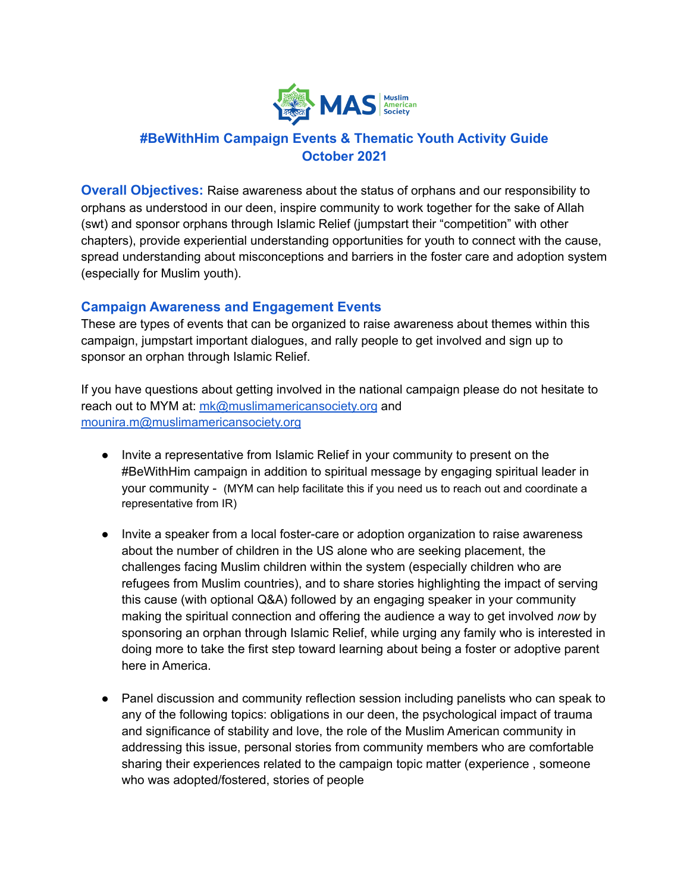# #BeWithHim Campaign Events & Thematic Youth Activity Guide
## October 2021

**Overall Objectives:** Raise awareness about the status of orphans and our responsibility to orphans as understood in our deen, inspire community to work together for the sake of Allah (swt) and sponsor orphans through Islamic Relief (jumpstart their "competition" with other chapters), provide experiential understanding opportunities for youth to connect with the cause, spread understanding about misconceptions and barriers in the foster care and adoption system (especially for Muslim youth).

## Campaign Awareness and Engagement Events

These are types of events that can be organized to raise awareness about themes within this campaign, jumpstart important dialogues, and rally people to get involved and sign up to sponsor an orphan through Islamic Relief.

If you have questions about getting involved in the national campaign please do not hesitate to reach out to MYM at: mk@muslimamericansociety.org and mounira.m@muslimamericansociety.org

- Invite a representative from Islamic Relief in your community to present on the #BeWithHim campaign in addition to spiritual message by engaging spiritual leader in your community - (MYM can help facilitate this if you need us to reach out and coordinate a representative from IR)

- Invite a speaker from a local foster-care or adoption organization to raise awareness about the number of children in the US alone who are seeking placement, the challenges facing Muslim children within the system (especially children who are refugees from Muslim countries), and to share stories highlighting the impact of serving this cause (with optional Q&A) followed by an engaging speaker in your community making the spiritual connection and offering the audience a way to get involved *now* by sponsoring an orphan through Islamic Relief, while urging any family who is interested in doing more to take the first step toward learning about being a foster or adoptive parent here in America.

- Panel discussion and community reflection session including panelists who can speak to any of the following topics: obligations in our deen, the psychological impact of trauma and significance of stability and love, the role of the Muslim American community in addressing this issue, personal stories from community members who are comfortable sharing their experiences related to the campaign topic matter (experience , someone who was adopted/fostered, stories of people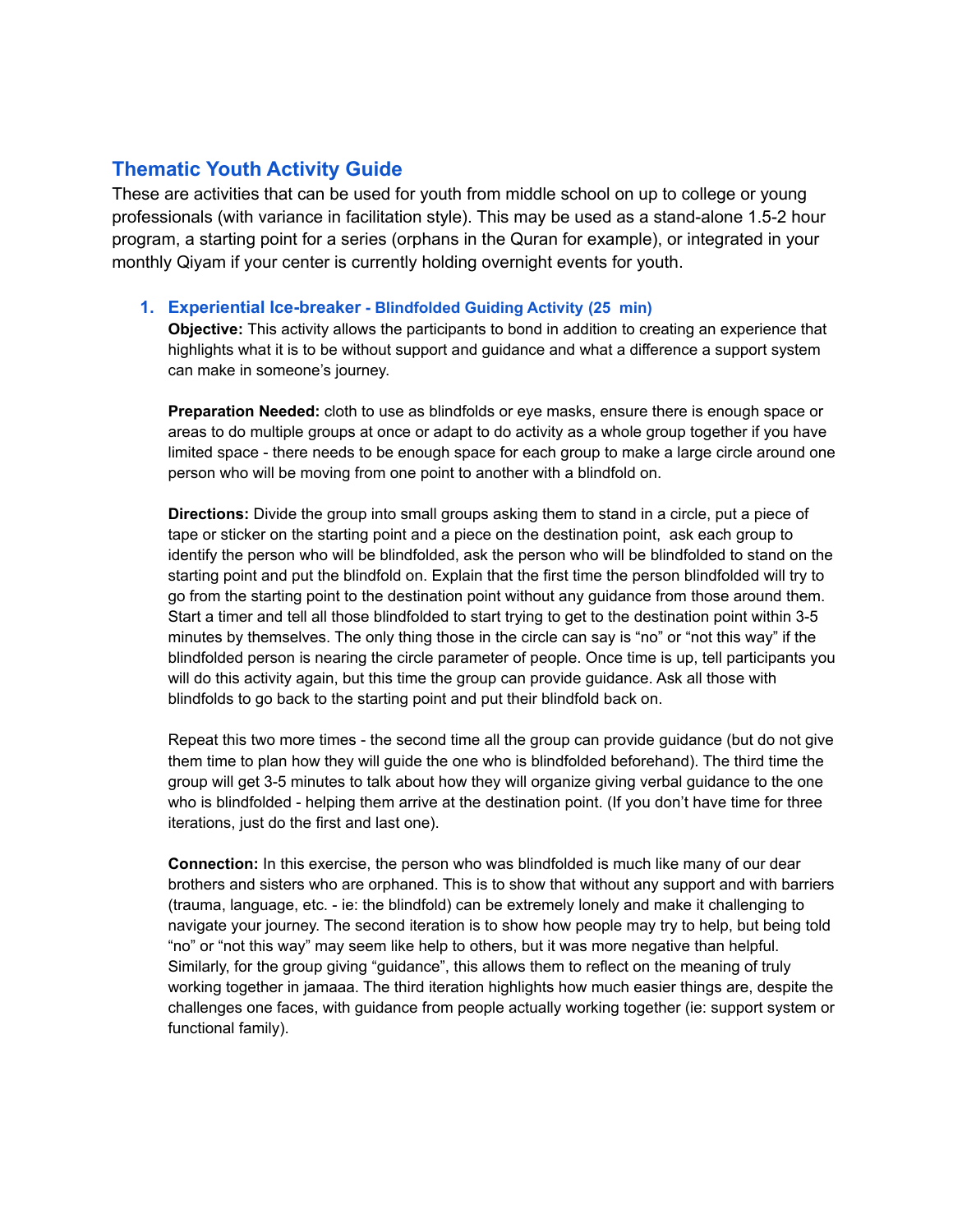## Thematic Youth Activity Guide

These are activities that can be used for youth from middle school on up to college or young professionals (with variance in facilitation style). This may be used as a stand-alone 1.5-2 hour program, a starting point for a series (orphans in the Quran for example), or integrated in your monthly Qiyam if your center is currently holding overnight events for youth.

1. ### Experiential Ice-breaker - Blindfolded Guiding Activity (25 min)

   **Objective:** This activity allows the participants to bond in addition to creating an experience that highlights what it is to be without support and guidance and what a difference a support system can make in someone's journey.

   **Preparation Needed:** cloth to use as blindfolds or eye masks, ensure there is enough space or areas to do multiple groups at once or adapt to do activity as a whole group together if you have limited space - there needs to be enough space for each group to make a large circle around one person who will be moving from one point to another with a blindfold on.

   **Directions:** Divide the group into small groups asking them to stand in a circle, put a piece of tape or sticker on the starting point and a piece on the destination point, ask each group to identify the person who will be blindfolded, ask the person who will be blindfolded to stand on the starting point and put the blindfold on. Explain that the first time the person blindfolded will try to go from the starting point to the destination point without any guidance from those around them. Start a timer and tell all those blindfolded to start trying to get to the destination point within 3-5 minutes by themselves. The only thing those in the circle can say is "no" or "not this way" if the blindfolded person is nearing the circle parameter of people. Once time is up, tell participants you will do this activity again, but this time the group can provide guidance. Ask all those with blindfolds to go back to the starting point and put their blindfold back on.

   Repeat this two more times - the second time all the group can provide guidance (but do not give them time to plan how they will guide the one who is blindfolded beforehand). The third time the group will get 3-5 minutes to talk about how they will organize giving verbal guidance to the one who is blindfolded - helping them arrive at the destination point. (If you don't have time for three iterations, just do the first and last one).

   **Connection:** In this exercise, the person who was blindfolded is much like many of our dear brothers and sisters who are orphaned. This is to show that without any support and with barriers (trauma, language, etc. - ie: the blindfold) can be extremely lonely and make it challenging to navigate your journey. The second iteration is to show how people may try to help, but being told "no" or "not this way" may seem like help to others, but it was more negative than helpful. Similarly, for the group giving "guidance", this allows them to reflect on the meaning of truly working together in jamaaa. The third iteration highlights how much easier things are, despite the challenges one faces, with guidance from people actually working together (ie: support system or functional family).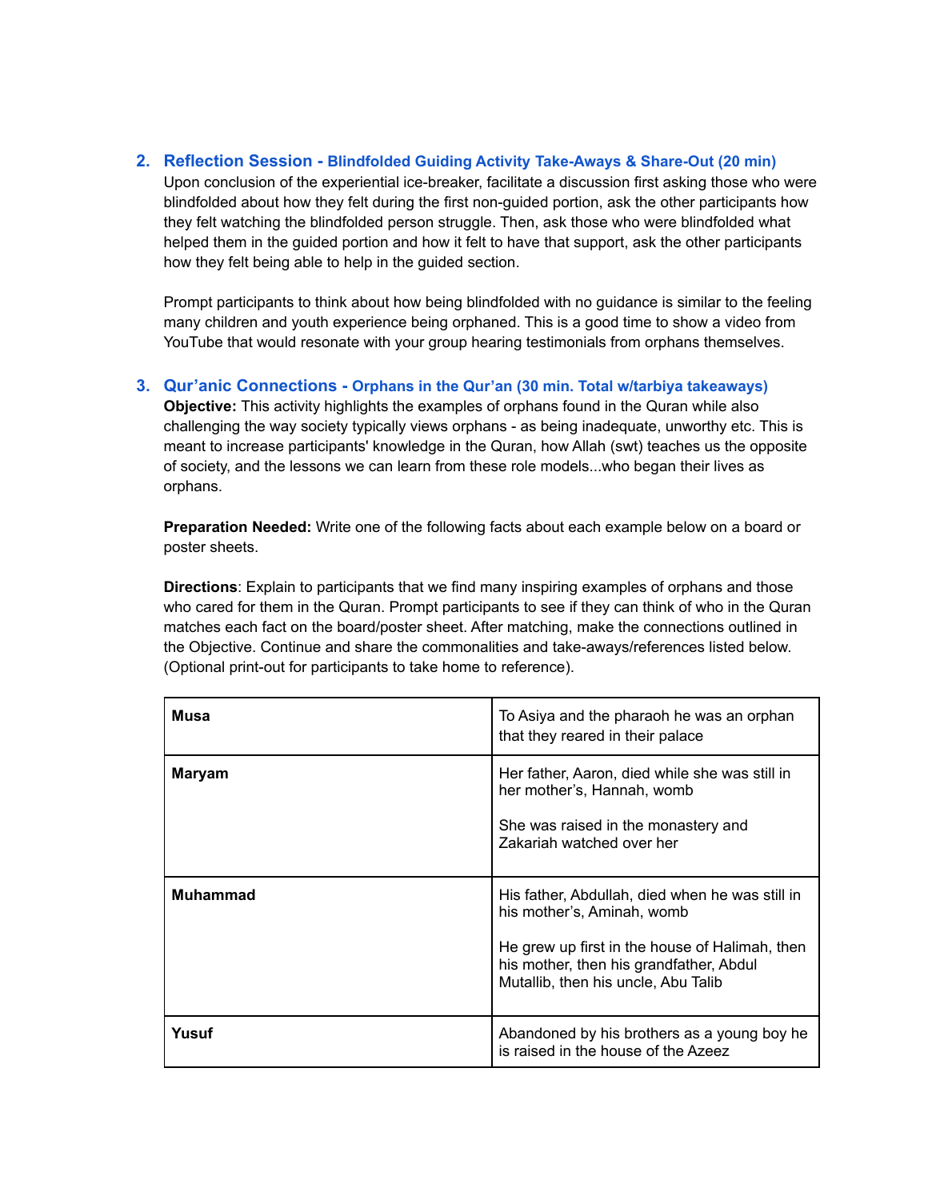## 2. Reflection Session - Blindfolded Guiding Activity Take-Aways & Share-Out (20 min)

Upon conclusion of the experiential ice-breaker, facilitate a discussion first asking those who were blindfolded about how they felt during the first non-guided portion, ask the other participants how they felt watching the blindfolded person struggle. Then, ask those who were blindfolded what helped them in the guided portion and how it felt to have that support, ask the other participants how they felt being able to help in the guided section.

Prompt participants to think about how being blindfolded with no guidance is similar to the feeling many children and youth experience being orphaned. This is a good time to show a video from YouTube that would resonate with your group hearing testimonials from orphans themselves.

## 3. Qur'anic Connections - Orphans in the Qur'an (30 min. Total w/tarbiya takeaways)

**Objective:** This activity highlights the examples of orphans found in the Quran while also challenging the way society typically views orphans - as being inadequate, unworthy etc. This is meant to increase participants' knowledge in the Quran, how Allah (swt) teaches us the opposite of society, and the lessons we can learn from these role models...who began their lives as orphans.

**Preparation Needed:** Write one of the following facts about each example below on a board or poster sheets.

**Directions**: Explain to participants that we find many inspiring examples of orphans and those who cared for them in the Quran. Prompt participants to see if they can think of who in the Quran matches each fact on the board/poster sheet. After matching, make the connections outlined in the Objective. Continue and share the commonalities and take-aways/references listed below. (Optional print-out for participants to take home to reference).

| | |
|---|---|
| **Musa** | To Asiya and the pharaoh he was an orphan that they reared in their palace |
| **Maryam** | Her father, Aaron, died while she was still in her mother's, Hannah, womb<br><br>She was raised in the monastery and Zakariah watched over her |
| **Muhammad** | His father, Abdullah, died when he was still in his mother's, Aminah, womb<br><br>He grew up first in the house of Halimah, then his mother, then his grandfather, Abdul Mutallib, then his uncle, Abu Talib |
| **Yusuf** | Abandoned by his brothers as a young boy he is raised in the house of the Azeez |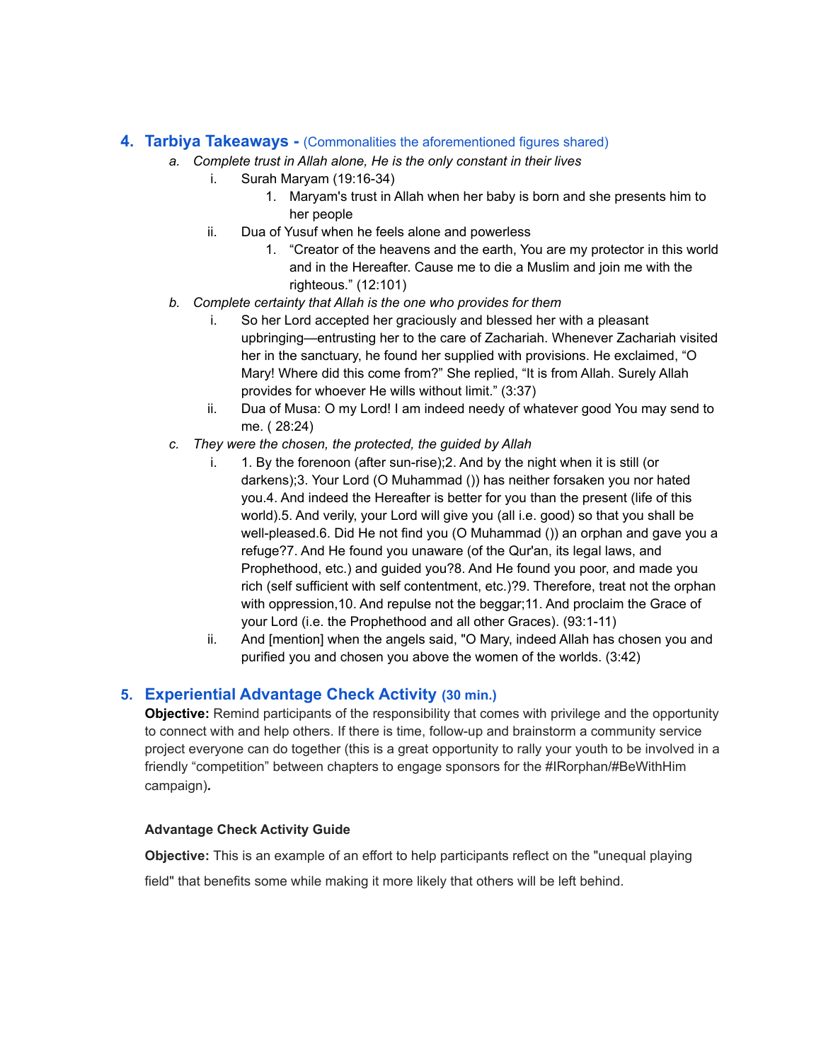## 4. Tarbiya Takeaways - (Commonalities the aforementioned figures shared)

a. *Complete trust in Allah alone, He is the only constant in their lives*
   i. Surah Maryam (19:16-34)
      1. Maryam's trust in Allah when her baby is born and she presents him to her people
   ii. Dua of Yusuf when he feels alone and powerless
      1. “Creator of the heavens and the earth, You are my protector in this world and in the Hereafter. Cause me to die a Muslim and join me with the righteous.” (12:101)

b. *Complete certainty that Allah is the one who provides for them*
   i. So her Lord accepted her graciously and blessed her with a pleasant upbringing—entrusting her to the care of Zachariah. Whenever Zachariah visited her in the sanctuary, he found her supplied with provisions. He exclaimed, “O Mary! Where did this come from?” She replied, “It is from Allah. Surely Allah provides for whoever He wills without limit.” (3:37)
   ii. Dua of Musa: O my Lord! I am indeed needy of whatever good You may send to me. ( 28:24)

c. *They were the chosen, the protected, the guided by Allah*
   i. 1. By the forenoon (after sun-rise);2. And by the night when it is still (or darkens);3. Your Lord (O Muhammad ()) has neither forsaken you nor hated you.4. And indeed the Hereafter is better for you than the present (life of this world).5. And verily, your Lord will give you (all i.e. good) so that you shall be well-pleased.6. Did He not find you (O Muhammad ()) an orphan and gave you a refuge?7. And He found you unaware (of the Qur'an, its legal laws, and Prophethood, etc.) and guided you?8. And He found you poor, and made you rich (self sufficient with self contentment, etc.)?9. Therefore, treat not the orphan with oppression,10. And repulse not the beggar;11. And proclaim the Grace of your Lord (i.e. the Prophethood and all other Graces). (93:1-11)
   ii. And [mention] when the angels said, "O Mary, indeed Allah has chosen you and purified you and chosen you above the women of the worlds. (3:42)

## 5. Experiential Advantage Check Activity (30 min.)

**Objective:** Remind participants of the responsibility that comes with privilege and the opportunity to connect with and help others. If there is time, follow-up and brainstorm a community service project everyone can do together (this is a great opportunity to rally your youth to be involved in a friendly “competition” between chapters to engage sponsors for the #IRorphan/#BeWithHim campaign)**.**

**Advantage Check Activity Guide**

**Objective:** This is an example of an effort to help participants reflect on the "unequal playing field" that benefits some while making it more likely that others will be left behind.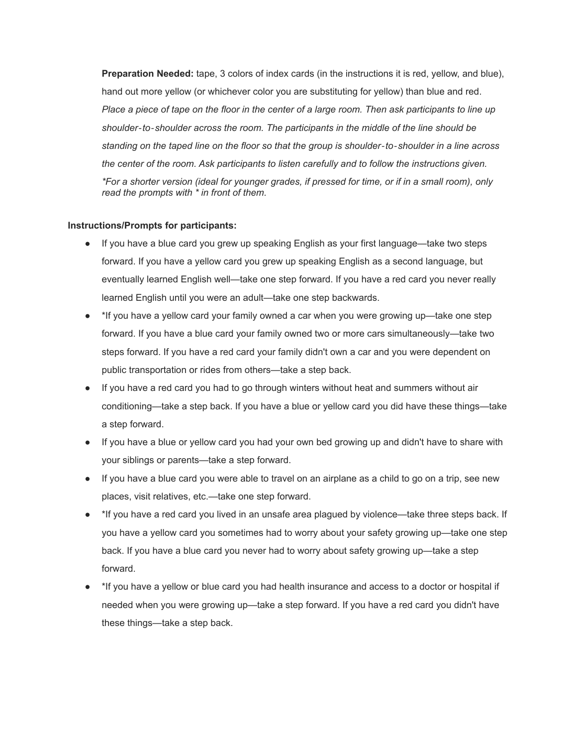**Preparation Needed:** tape, 3 colors of index cards (in the instructions it is red, yellow, and blue), hand out more yellow (or whichever color you are substituting for yellow) than blue and red. *Place a piece of tape on the floor in the center of a large room. Then ask participants to line up shoulder-to-shoulder across the room. The participants in the middle of the line should be standing on the taped line on the floor so that the group is shoulder-to-shoulder in a line across the center of the room. Ask participants to listen carefully and to follow the instructions given.* *\*For a shorter version (ideal for younger grades, if pressed for time, or if in a small room), only read the prompts with \* in front of them.*

**Instructions/Prompts for participants:**

- If you have a blue card you grew up speaking English as your first language—take two steps forward. If you have a yellow card you grew up speaking English as a second language, but eventually learned English well—take one step forward. If you have a red card you never really learned English until you were an adult—take one step backwards.
- *If you have a yellow card your family owned a car when you were growing up—take one step forward. If you have a blue card your family owned two or more cars simultaneously—take two steps forward. If you have a red card your family didn't own a car and you were dependent on public transportation or rides from others—take a step back.
- If you have a red card you had to go through winters without heat and summers without air conditioning—take a step back. If you have a blue or yellow card you did have these things—take a step forward.
- If you have a blue or yellow card you had your own bed growing up and didn't have to share with your siblings or parents—take a step forward.
- If you have a blue card you were able to travel on an airplane as a child to go on a trip, see new places, visit relatives, etc.—take one step forward.
- *If you have a red card you lived in an unsafe area plagued by violence—take three steps back. If you have a yellow card you sometimes had to worry about your safety growing up—take one step back. If you have a blue card you never had to worry about safety growing up—take a step forward.
- *If you have a yellow or blue card you had health insurance and access to a doctor or hospital if needed when you were growing up—take a step forward. If you have a red card you didn't have these things—take a step back.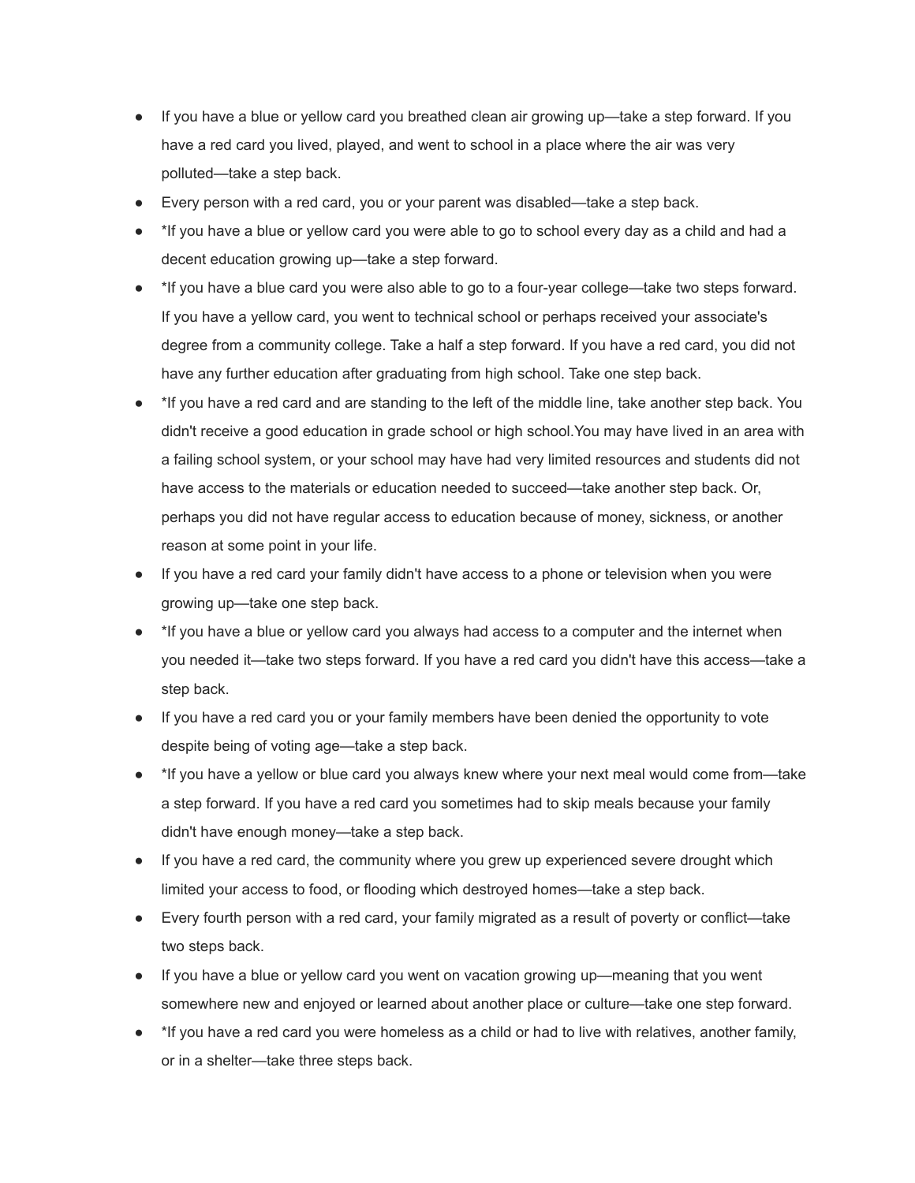- If you have a blue or yellow card you breathed clean air growing up—take a step forward. If you have a red card you lived, played, and went to school in a place where the air was very polluted—take a step back.
- Every person with a red card, you or your parent was disabled—take a step back.
- *If you have a blue or yellow card you were able to go to school every day as a child and had a decent education growing up—take a step forward.
- *If you have a blue card you were also able to go to a four-year college—take two steps forward. If you have a yellow card, you went to technical school or perhaps received your associate's degree from a community college. Take a half a step forward. If you have a red card, you did not have any further education after graduating from high school. Take one step back.
- *If you have a red card and are standing to the left of the middle line, take another step back. You didn't receive a good education in grade school or high school.You may have lived in an area with a failing school system, or your school may have had very limited resources and students did not have access to the materials or education needed to succeed—take another step back. Or, perhaps you did not have regular access to education because of money, sickness, or another reason at some point in your life.
- If you have a red card your family didn't have access to a phone or television when you were growing up—take one step back.
- *If you have a blue or yellow card you always had access to a computer and the internet when you needed it—take two steps forward. If you have a red card you didn't have this access—take a step back.
- If you have a red card you or your family members have been denied the opportunity to vote despite being of voting age—take a step back.
- *If you have a yellow or blue card you always knew where your next meal would come from—take a step forward. If you have a red card you sometimes had to skip meals because your family didn't have enough money—take a step back.
- If you have a red card, the community where you grew up experienced severe drought which limited your access to food, or flooding which destroyed homes—take a step back.
- Every fourth person with a red card, your family migrated as a result of poverty or conflict—take two steps back.
- If you have a blue or yellow card you went on vacation growing up—meaning that you went somewhere new and enjoyed or learned about another place or culture—take one step forward.
- *If you have a red card you were homeless as a child or had to live with relatives, another family, or in a shelter—take three steps back.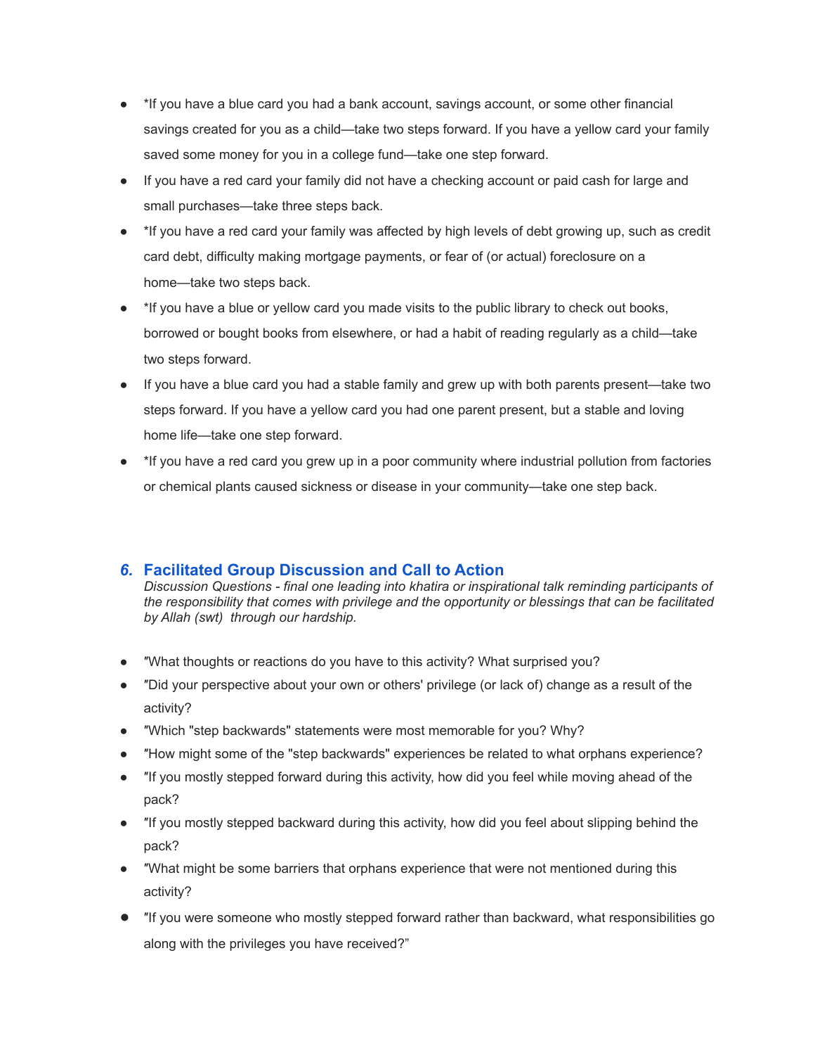- *If you have a blue card you had a bank account, savings account, or some other financial savings created for you as a child—take two steps forward. If you have a yellow card your family saved some money for you in a college fund—take one step forward.
- If you have a red card your family did not have a checking account or paid cash for large and small purchases—take three steps back.
- *If you have a red card your family was affected by high levels of debt growing up, such as credit card debt, difficulty making mortgage payments, or fear of (or actual) foreclosure on a home—take two steps back.
- *If you have a blue or yellow card you made visits to the public library to check out books, borrowed or bought books from elsewhere, or had a habit of reading regularly as a child—take two steps forward.
- If you have a blue card you had a stable family and grew up with both parents present—take two steps forward. If you have a yellow card you had one parent present, but a stable and loving home life—take one step forward.
- *If you have a red card you grew up in a poor community where industrial pollution from factories or chemical plants caused sickness or disease in your community—take one step back.

## 6. Facilitated Group Discussion and Call to Action

*Discussion Questions - final one leading into khatira or inspirational talk reminding participants of the responsibility that comes with privilege and the opportunity or blessings that can be facilitated by Allah (swt) through our hardship.*

- ″What thoughts or reactions do you have to this activity? What surprised you?
- ″Did your perspective about your own or others' privilege (or lack of) change as a result of the activity?
- ″Which "step backwards" statements were most memorable for you? Why?
- ″How might some of the "step backwards" experiences be related to what orphans experience?
- ″If you mostly stepped forward during this activity, how did you feel while moving ahead of the pack?
- ″If you mostly stepped backward during this activity, how did you feel about slipping behind the pack?
- ″What might be some barriers that orphans experience that were not mentioned during this activity?
- ″If you were someone who mostly stepped forward rather than backward, what responsibilities go along with the privileges you have received?”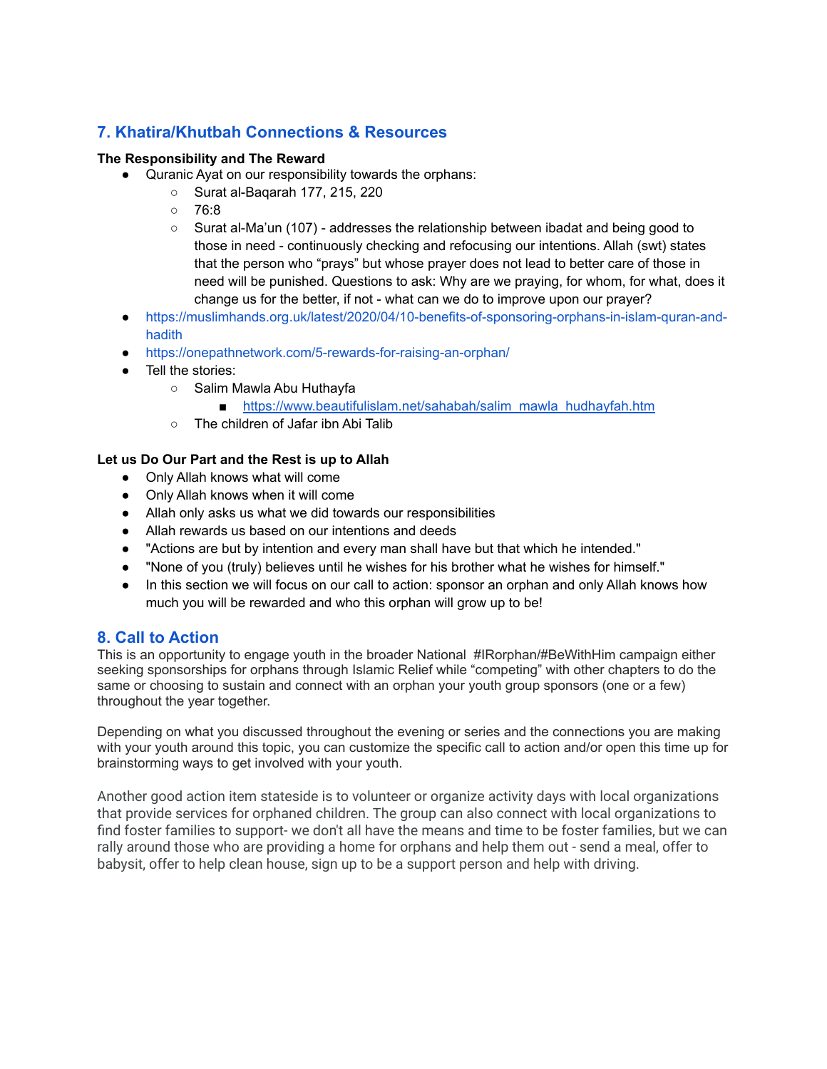## 7. Khatira/Khutbah Connections & Resources

**The Responsibility and The Reward**

- Quranic Ayat on our responsibility towards the orphans:
  - Surat al-Baqarah 177, 215, 220
  - 76:8
  - Surat al-Ma'un (107) - addresses the relationship between ibadat and being good to those in need - continuously checking and refocusing our intentions. Allah (swt) states that the person who "prays" but whose prayer does not lead to better care of those in need will be punished. Questions to ask: Why are we praying, for whom, for what, does it change us for the better, if not - what can we do to improve upon our prayer?
- https://muslimhands.org.uk/latest/2020/04/10-benefits-of-sponsoring-orphans-in-islam-quran-and-hadith
- https://onepathnetwork.com/5-rewards-for-raising-an-orphan/
- Tell the stories:
  - Salim Mawla Abu Huthayfa
    - https://www.beautifulislam.net/sahabah/salim_mawla_hudhayfah.htm
  - The children of Jafar ibn Abi Talib

**Let us Do Our Part and the Rest is up to Allah**

- Only Allah knows what will come
- Only Allah knows when it will come
- Allah only asks us what we did towards our responsibilities
- Allah rewards us based on our intentions and deeds
- "Actions are but by intention and every man shall have but that which he intended."
- "None of you (truly) believes until he wishes for his brother what he wishes for himself."
- In this section we will focus on our call to action: sponsor an orphan and only Allah knows how much you will be rewarded and who this orphan will grow up to be!

## 8. Call to Action

This is an opportunity to engage youth in the broader National #IRorphan/#BeWithHim campaign either seeking sponsorships for orphans through Islamic Relief while "competing" with other chapters to do the same or choosing to sustain and connect with an orphan your youth group sponsors (one or a few) throughout the year together.

Depending on what you discussed throughout the evening or series and the connections you are making with your youth around this topic, you can customize the specific call to action and/or open this time up for brainstorming ways to get involved with your youth.

Another good action item stateside is to volunteer or organize activity days with local organizations that provide services for orphaned children. The group can also connect with local organizations to find foster families to support- we don't all have the means and time to be foster families, but we can rally around those who are providing a home for orphans and help them out - send a meal, offer to babysit, offer to help clean house, sign up to be a support person and help with driving.